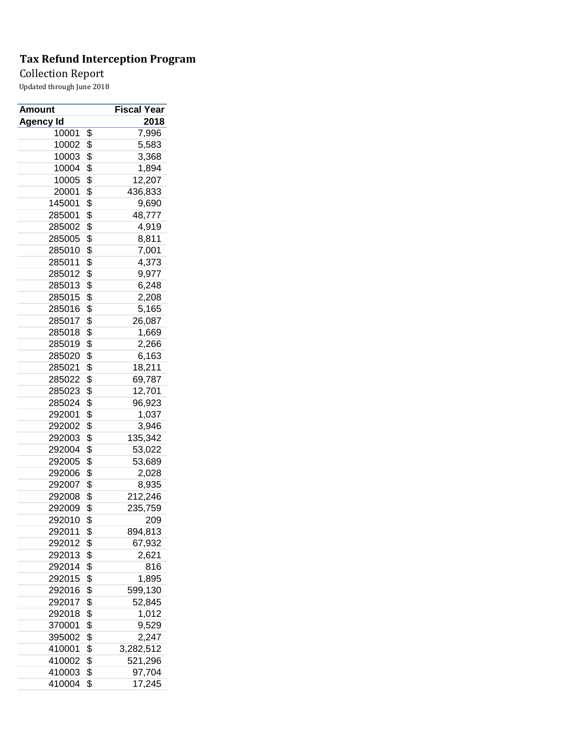# Tax Refund Interception Program

Collection Report

Updated through June 2018

| Amount | Fiscal Year |
|---|---|
| **Agency Id** | **2018** |
| 10001 | $ 7,996 |
| 10002 | $ 5,583 |
| 10003 | $ 3,368 |
| 10004 | $ 1,894 |
| 10005 | $ 12,207 |
| 20001 | $ 436,833 |
| 145001 | $ 9,690 |
| 285001 | $ 48,777 |
| 285002 | $ 4,919 |
| 285005 | $ 8,811 |
| 285010 | $ 7,001 |
| 285011 | $ 4,373 |
| 285012 | $ 9,977 |
| 285013 | $ 6,248 |
| 285015 | $ 2,208 |
| 285016 | $ 5,165 |
| 285017 | $ 26,087 |
| 285018 | $ 1,669 |
| 285019 | $ 2,266 |
| 285020 | $ 6,163 |
| 285021 | $ 18,211 |
| 285022 | $ 69,787 |
| 285023 | $ 12,701 |
| 285024 | $ 96,923 |
| 292001 | $ 1,037 |
| 292002 | $ 3,946 |
| 292003 | $ 135,342 |
| 292004 | $ 53,022 |
| 292005 | $ 53,689 |
| 292006 | $ 2,028 |
| 292007 | $ 8,935 |
| 292008 | $ 212,246 |
| 292009 | $ 235,759 |
| 292010 | $ 209 |
| 292011 | $ 894,813 |
| 292012 | $ 67,932 |
| 292013 | $ 2,621 |
| 292014 | $ 816 |
| 292015 | $ 1,895 |
| 292016 | $ 599,130 |
| 292017 | $ 52,845 |
| 292018 | $ 1,012 |
| 370001 | $ 9,529 |
| 395002 | $ 2,247 |
| 410001 | $ 3,282,512 |
| 410002 | $ 521,296 |
| 410003 | $ 97,704 |
| 410004 | $ 17,245 |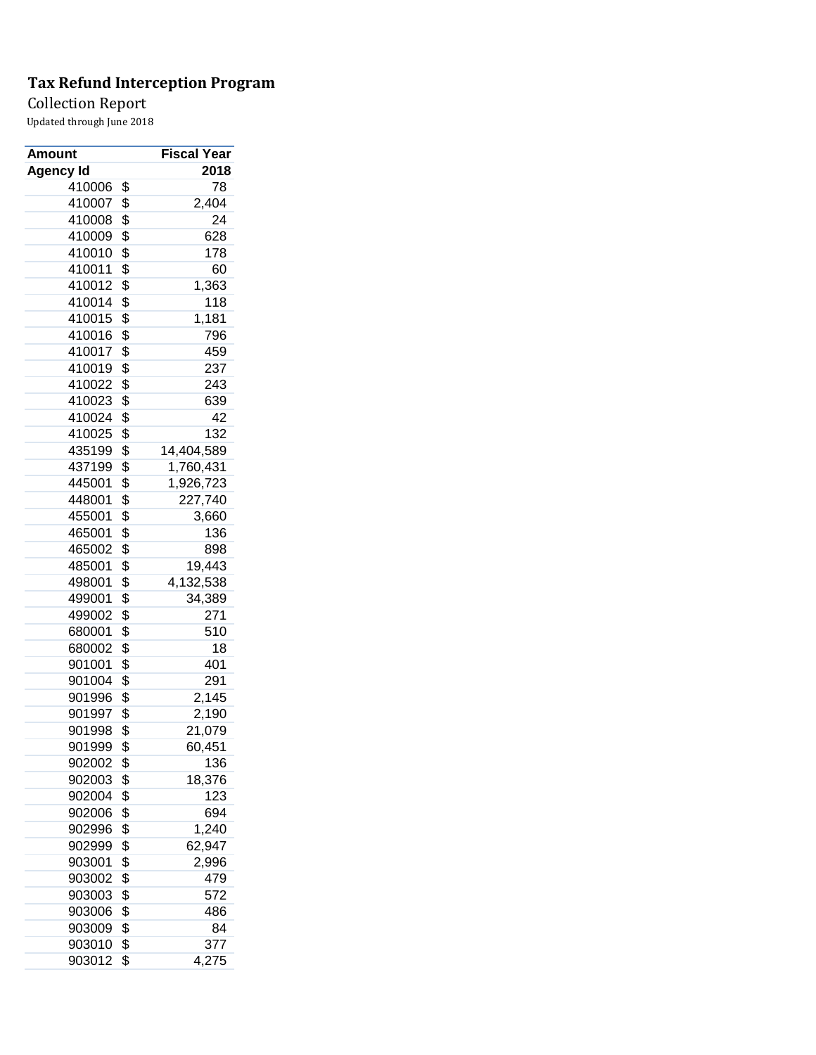# Tax Refund Interception Program

Collection Report

Updated through June 2018

| Amount | Fiscal Year |
|---|---|
| **Agency Id** | **2018** |
| 410006 | $ 78 |
| 410007 | $ 2,404 |
| 410008 | $ 24 |
| 410009 | $ 628 |
| 410010 | $ 178 |
| 410011 | $ 60 |
| 410012 | $ 1,363 |
| 410014 | $ 118 |
| 410015 | $ 1,181 |
| 410016 | $ 796 |
| 410017 | $ 459 |
| 410019 | $ 237 |
| 410022 | $ 243 |
| 410023 | $ 639 |
| 410024 | $ 42 |
| 410025 | $ 132 |
| 435199 | $ 14,404,589 |
| 437199 | $ 1,760,431 |
| 445001 | $ 1,926,723 |
| 448001 | $ 227,740 |
| 455001 | $ 3,660 |
| 465001 | $ 136 |
| 465002 | $ 898 |
| 485001 | $ 19,443 |
| 498001 | $ 4,132,538 |
| 499001 | $ 34,389 |
| 499002 | $ 271 |
| 680001 | $ 510 |
| 680002 | $ 18 |
| 901001 | $ 401 |
| 901004 | $ 291 |
| 901996 | $ 2,145 |
| 901997 | $ 2,190 |
| 901998 | $ 21,079 |
| 901999 | $ 60,451 |
| 902002 | $ 136 |
| 902003 | $ 18,376 |
| 902004 | $ 123 |
| 902006 | $ 694 |
| 902996 | $ 1,240 |
| 902999 | $ 62,947 |
| 903001 | $ 2,996 |
| 903002 | $ 479 |
| 903003 | $ 572 |
| 903006 | $ 486 |
| 903009 | $ 84 |
| 903010 | $ 377 |
| 903012 | $ 4,275 |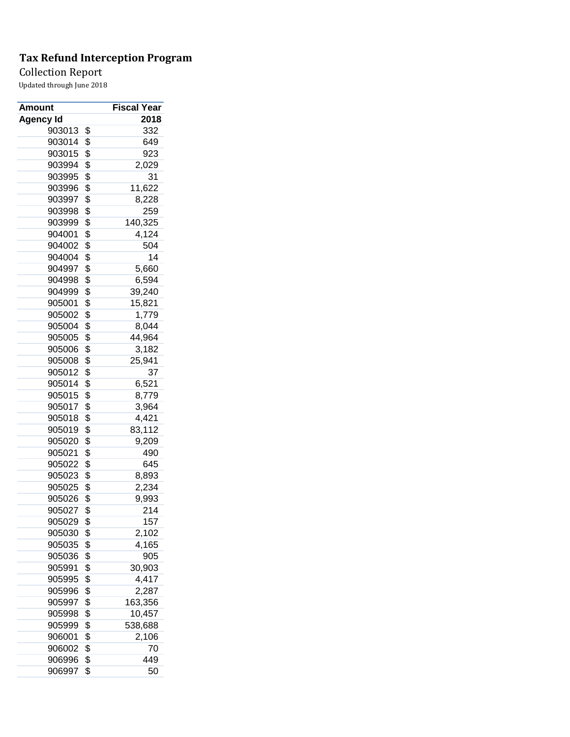**Tax Refund Interception Program**

Collection Report

Updated through June 2018

| Amount | Fiscal Year |
|---|---|
| Agency Id | 2018 |
| 903013 | $ 332 |
| 903014 | $ 649 |
| 903015 | $ 923 |
| 903994 | $ 2,029 |
| 903995 | $ 31 |
| 903996 | $ 11,622 |
| 903997 | $ 8,228 |
| 903998 | $ 259 |
| 903999 | $ 140,325 |
| 904001 | $ 4,124 |
| 904002 | $ 504 |
| 904004 | $ 14 |
| 904997 | $ 5,660 |
| 904998 | $ 6,594 |
| 904999 | $ 39,240 |
| 905001 | $ 15,821 |
| 905002 | $ 1,779 |
| 905004 | $ 8,044 |
| 905005 | $ 44,964 |
| 905006 | $ 3,182 |
| 905008 | $ 25,941 |
| 905012 | $ 37 |
| 905014 | $ 6,521 |
| 905015 | $ 8,779 |
| 905017 | $ 3,964 |
| 905018 | $ 4,421 |
| 905019 | $ 83,112 |
| 905020 | $ 9,209 |
| 905021 | $ 490 |
| 905022 | $ 645 |
| 905023 | $ 8,893 |
| 905025 | $ 2,234 |
| 905026 | $ 9,993 |
| 905027 | $ 214 |
| 905029 | $ 157 |
| 905030 | $ 2,102 |
| 905035 | $ 4,165 |
| 905036 | $ 905 |
| 905991 | $ 30,903 |
| 905995 | $ 4,417 |
| 905996 | $ 2,287 |
| 905997 | $ 163,356 |
| 905998 | $ 10,457 |
| 905999 | $ 538,688 |
| 906001 | $ 2,106 |
| 906002 | $ 70 |
| 906996 | $ 449 |
| 906997 | $ 50 |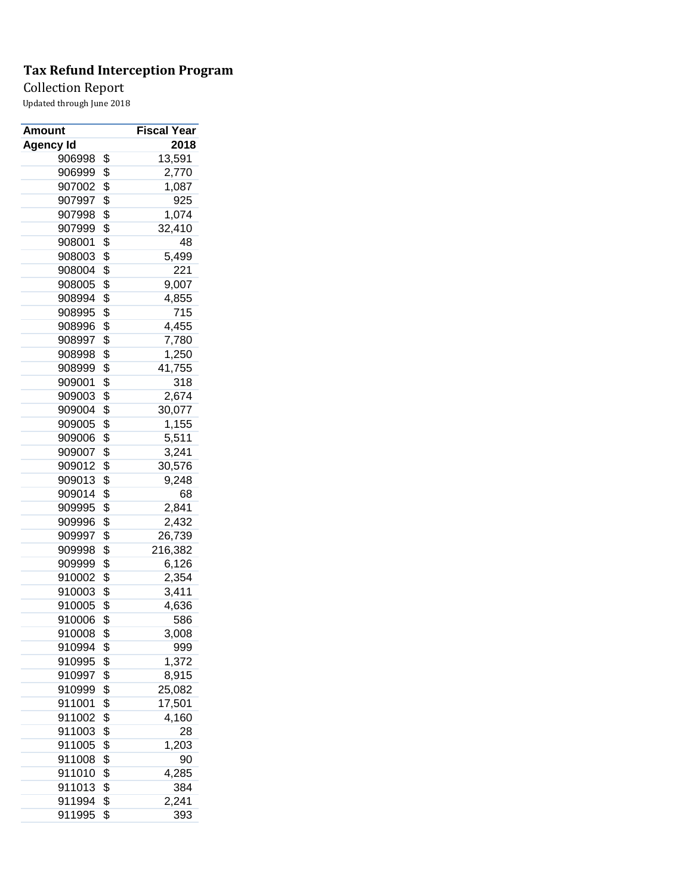# Tax Refund Interception Program

Collection Report

Updated through June 2018

| Amount | Fiscal Year |
|---|---|
| Agency Id | 2018 |
| 906998 | $ 13,591 |
| 906999 | $ 2,770 |
| 907002 | $ 1,087 |
| 907997 | $ 925 |
| 907998 | $ 1,074 |
| 907999 | $ 32,410 |
| 908001 | $ 48 |
| 908003 | $ 5,499 |
| 908004 | $ 221 |
| 908005 | $ 9,007 |
| 908994 | $ 4,855 |
| 908995 | $ 715 |
| 908996 | $ 4,455 |
| 908997 | $ 7,780 |
| 908998 | $ 1,250 |
| 908999 | $ 41,755 |
| 909001 | $ 318 |
| 909003 | $ 2,674 |
| 909004 | $ 30,077 |
| 909005 | $ 1,155 |
| 909006 | $ 5,511 |
| 909007 | $ 3,241 |
| 909012 | $ 30,576 |
| 909013 | $ 9,248 |
| 909014 | $ 68 |
| 909995 | $ 2,841 |
| 909996 | $ 2,432 |
| 909997 | $ 26,739 |
| 909998 | $ 216,382 |
| 909999 | $ 6,126 |
| 910002 | $ 2,354 |
| 910003 | $ 3,411 |
| 910005 | $ 4,636 |
| 910006 | $ 586 |
| 910008 | $ 3,008 |
| 910994 | $ 999 |
| 910995 | $ 1,372 |
| 910997 | $ 8,915 |
| 910999 | $ 25,082 |
| 911001 | $ 17,501 |
| 911002 | $ 4,160 |
| 911003 | $ 28 |
| 911005 | $ 1,203 |
| 911008 | $ 90 |
| 911010 | $ 4,285 |
| 911013 | $ 384 |
| 911994 | $ 2,241 |
| 911995 | $ 393 |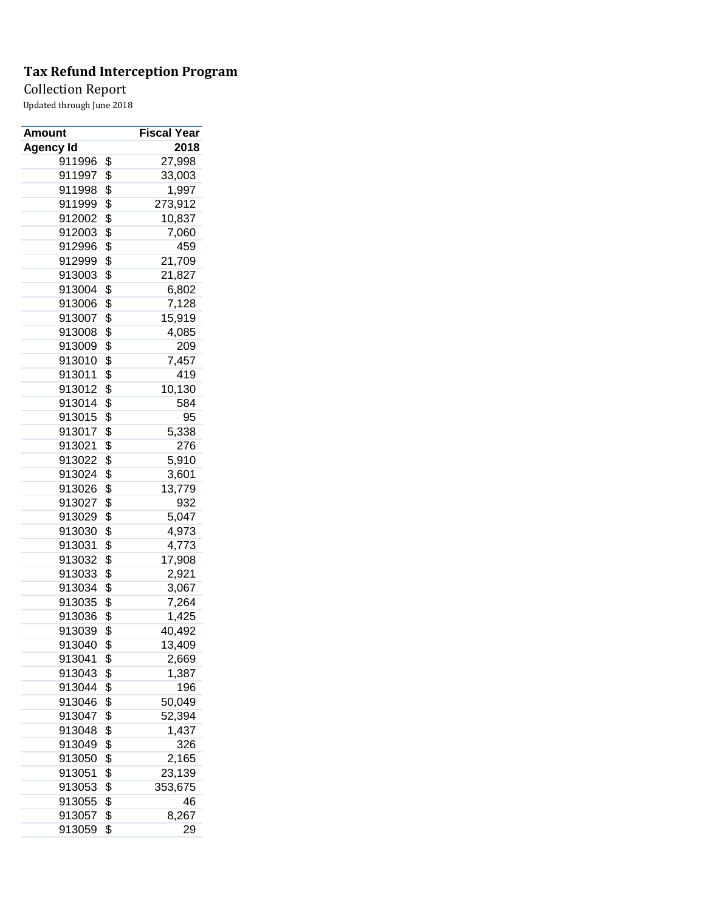# Tax Refund Interception Program

Collection Report

Updated through June 2018

| Amount | Fiscal Year |
|---|---|
| Agency Id | 2018 |
| 911996 | $ 27,998 |
| 911997 | $ 33,003 |
| 911998 | $ 1,997 |
| 911999 | $ 273,912 |
| 912002 | $ 10,837 |
| 912003 | $ 7,060 |
| 912996 | $ 459 |
| 912999 | $ 21,709 |
| 913003 | $ 21,827 |
| 913004 | $ 6,802 |
| 913006 | $ 7,128 |
| 913007 | $ 15,919 |
| 913008 | $ 4,085 |
| 913009 | $ 209 |
| 913010 | $ 7,457 |
| 913011 | $ 419 |
| 913012 | $ 10,130 |
| 913014 | $ 584 |
| 913015 | $ 95 |
| 913017 | $ 5,338 |
| 913021 | $ 276 |
| 913022 | $ 5,910 |
| 913024 | $ 3,601 |
| 913026 | $ 13,779 |
| 913027 | $ 932 |
| 913029 | $ 5,047 |
| 913030 | $ 4,973 |
| 913031 | $ 4,773 |
| 913032 | $ 17,908 |
| 913033 | $ 2,921 |
| 913034 | $ 3,067 |
| 913035 | $ 7,264 |
| 913036 | $ 1,425 |
| 913039 | $ 40,492 |
| 913040 | $ 13,409 |
| 913041 | $ 2,669 |
| 913043 | $ 1,387 |
| 913044 | $ 196 |
| 913046 | $ 50,049 |
| 913047 | $ 52,394 |
| 913048 | $ 1,437 |
| 913049 | $ 326 |
| 913050 | $ 2,165 |
| 913051 | $ 23,139 |
| 913053 | $ 353,675 |
| 913055 | $ 46 |
| 913057 | $ 8,267 |
| 913059 | $ 29 |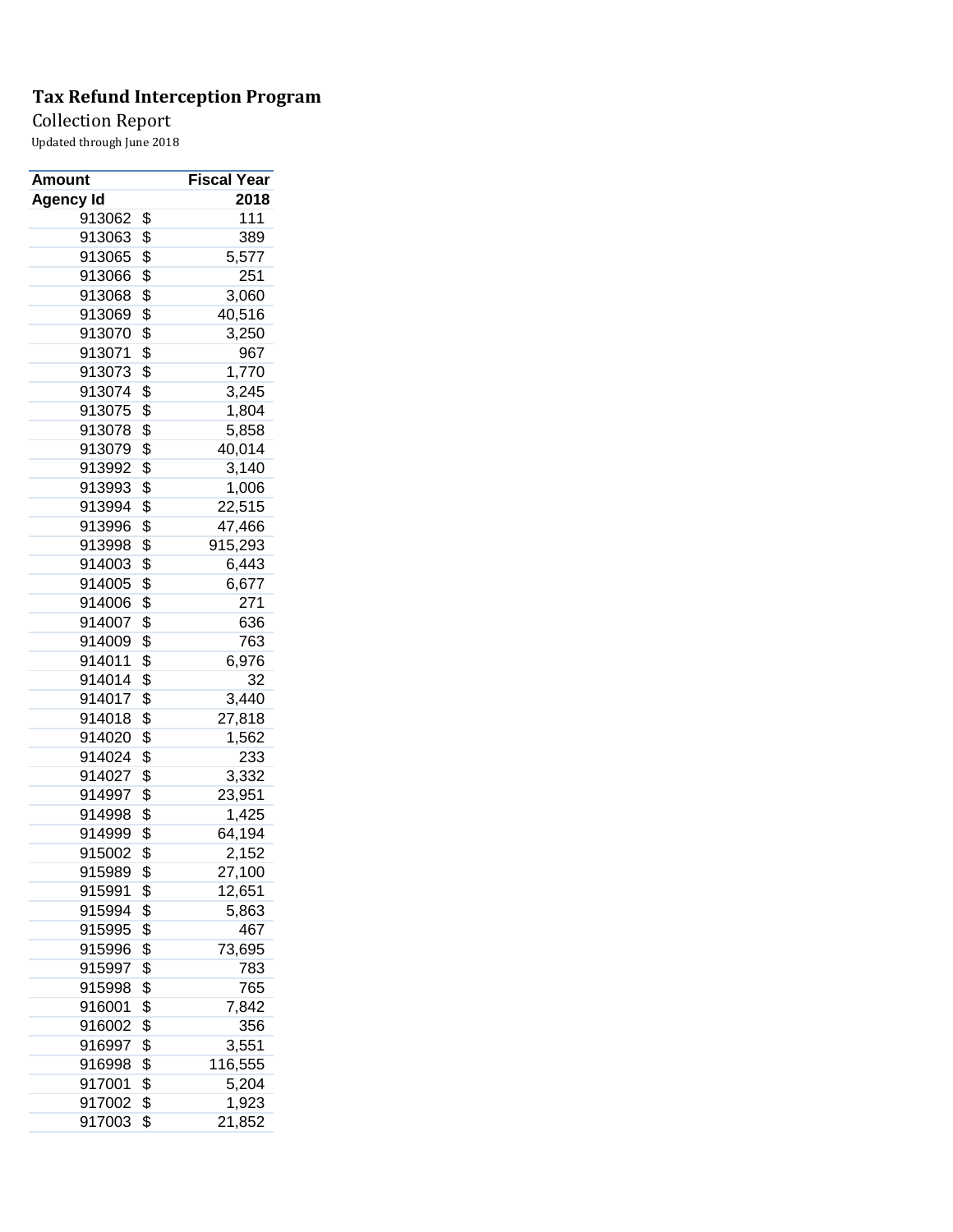**Tax Refund Interception Program**

Collection Report

Updated through June 2018

| Amount | | Fiscal Year |
|---|---|---|
| Agency Id | | 2018 |
| 913062 | $ | 111 |
| 913063 | $ | 389 |
| 913065 | $ | 5,577 |
| 913066 | $ | 251 |
| 913068 | $ | 3,060 |
| 913069 | $ | 40,516 |
| 913070 | $ | 3,250 |
| 913071 | $ | 967 |
| 913073 | $ | 1,770 |
| 913074 | $ | 3,245 |
| 913075 | $ | 1,804 |
| 913078 | $ | 5,858 |
| 913079 | $ | 40,014 |
| 913992 | $ | 3,140 |
| 913993 | $ | 1,006 |
| 913994 | $ | 22,515 |
| 913996 | $ | 47,466 |
| 913998 | $ | 915,293 |
| 914003 | $ | 6,443 |
| 914005 | $ | 6,677 |
| 914006 | $ | 271 |
| 914007 | $ | 636 |
| 914009 | $ | 763 |
| 914011 | $ | 6,976 |
| 914014 | $ | 32 |
| 914017 | $ | 3,440 |
| 914018 | $ | 27,818 |
| 914020 | $ | 1,562 |
| 914024 | $ | 233 |
| 914027 | $ | 3,332 |
| 914997 | $ | 23,951 |
| 914998 | $ | 1,425 |
| 914999 | $ | 64,194 |
| 915002 | $ | 2,152 |
| 915989 | $ | 27,100 |
| 915991 | $ | 12,651 |
| 915994 | $ | 5,863 |
| 915995 | $ | 467 |
| 915996 | $ | 73,695 |
| 915997 | $ | 783 |
| 915998 | $ | 765 |
| 916001 | $ | 7,842 |
| 916002 | $ | 356 |
| 916997 | $ | 3,551 |
| 916998 | $ | 116,555 |
| 917001 | $ | 5,204 |
| 917002 | $ | 1,923 |
| 917003 | $ | 21,852 |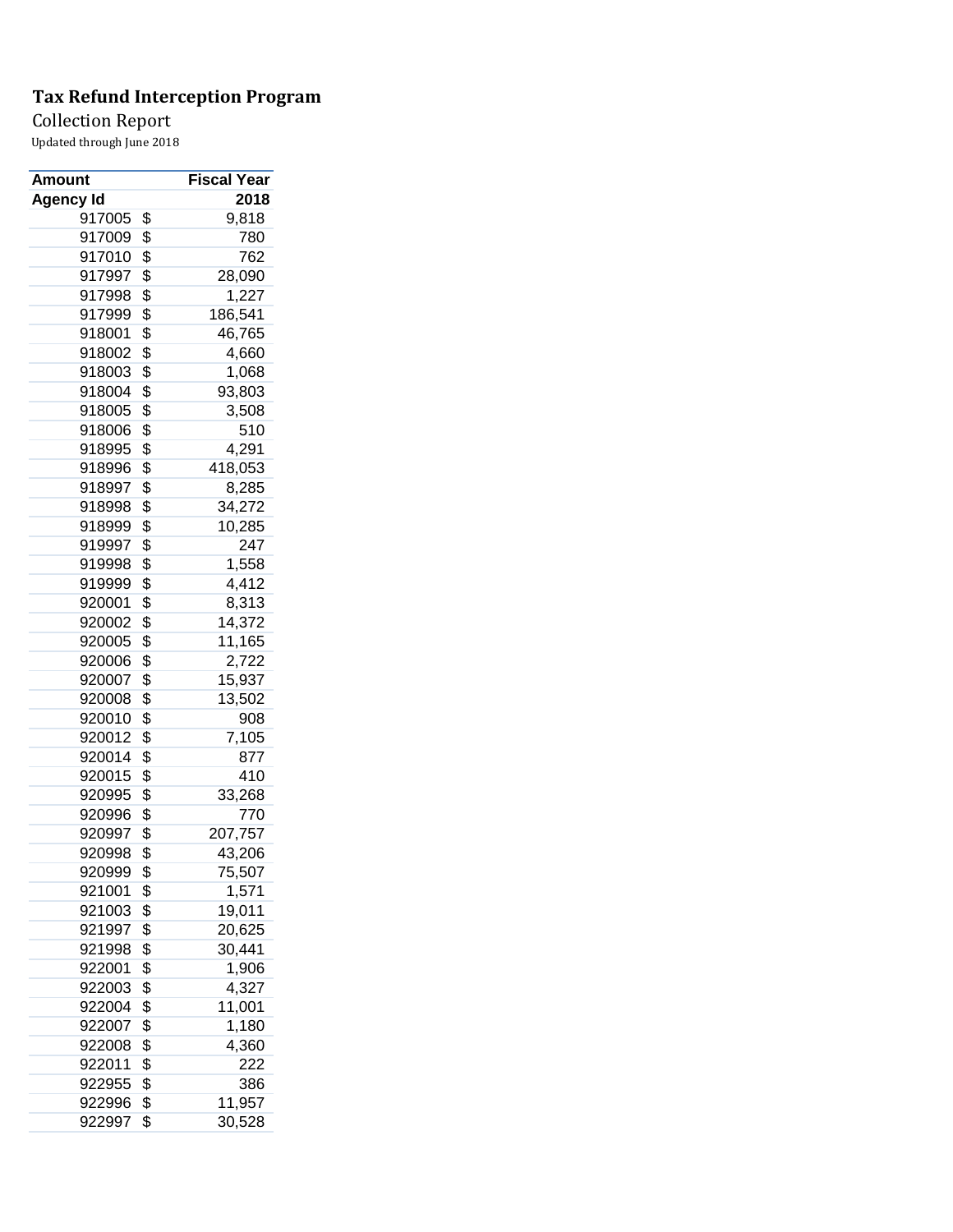**Tax Refund Interception Program**

Collection Report

Updated through June 2018

| Amount | Fiscal Year |
|---|---|
| **Agency Id** | **2018** |
| 917005 | $ 9,818 |
| 917009 | $ 780 |
| 917010 | $ 762 |
| 917997 | $ 28,090 |
| 917998 | $ 1,227 |
| 917999 | $ 186,541 |
| 918001 | $ 46,765 |
| 918002 | $ 4,660 |
| 918003 | $ 1,068 |
| 918004 | $ 93,803 |
| 918005 | $ 3,508 |
| 918006 | $ 510 |
| 918995 | $ 4,291 |
| 918996 | $ 418,053 |
| 918997 | $ 8,285 |
| 918998 | $ 34,272 |
| 918999 | $ 10,285 |
| 919997 | $ 247 |
| 919998 | $ 1,558 |
| 919999 | $ 4,412 |
| 920001 | $ 8,313 |
| 920002 | $ 14,372 |
| 920005 | $ 11,165 |
| 920006 | $ 2,722 |
| 920007 | $ 15,937 |
| 920008 | $ 13,502 |
| 920010 | $ 908 |
| 920012 | $ 7,105 |
| 920014 | $ 877 |
| 920015 | $ 410 |
| 920995 | $ 33,268 |
| 920996 | $ 770 |
| 920997 | $ 207,757 |
| 920998 | $ 43,206 |
| 920999 | $ 75,507 |
| 921001 | $ 1,571 |
| 921003 | $ 19,011 |
| 921997 | $ 20,625 |
| 921998 | $ 30,441 |
| 922001 | $ 1,906 |
| 922003 | $ 4,327 |
| 922004 | $ 11,001 |
| 922007 | $ 1,180 |
| 922008 | $ 4,360 |
| 922011 | $ 222 |
| 922955 | $ 386 |
| 922996 | $ 11,957 |
| 922997 | $ 30,528 |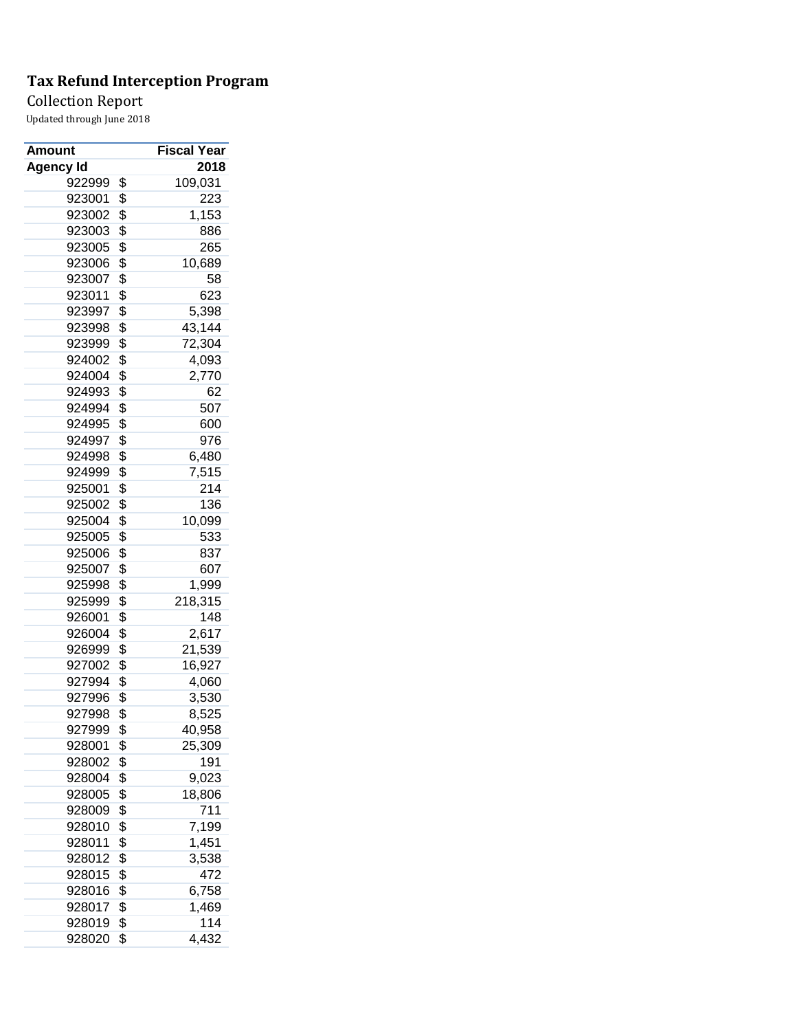# Tax Refund Interception Program

Collection Report

Updated through June 2018

| Amount | Fiscal Year |
|---|---|
| **Agency Id** | **2018** |
| 922999 | $ 109,031 |
| 923001 | $ 223 |
| 923002 | $ 1,153 |
| 923003 | $ 886 |
| 923005 | $ 265 |
| 923006 | $ 10,689 |
| 923007 | $ 58 |
| 923011 | $ 623 |
| 923997 | $ 5,398 |
| 923998 | $ 43,144 |
| 923999 | $ 72,304 |
| 924002 | $ 4,093 |
| 924004 | $ 2,770 |
| 924993 | $ 62 |
| 924994 | $ 507 |
| 924995 | $ 600 |
| 924997 | $ 976 |
| 924998 | $ 6,480 |
| 924999 | $ 7,515 |
| 925001 | $ 214 |
| 925002 | $ 136 |
| 925004 | $ 10,099 |
| 925005 | $ 533 |
| 925006 | $ 837 |
| 925007 | $ 607 |
| 925998 | $ 1,999 |
| 925999 | $ 218,315 |
| 926001 | $ 148 |
| 926004 | $ 2,617 |
| 926999 | $ 21,539 |
| 927002 | $ 16,927 |
| 927994 | $ 4,060 |
| 927996 | $ 3,530 |
| 927998 | $ 8,525 |
| 927999 | $ 40,958 |
| 928001 | $ 25,309 |
| 928002 | $ 191 |
| 928004 | $ 9,023 |
| 928005 | $ 18,806 |
| 928009 | $ 711 |
| 928010 | $ 7,199 |
| 928011 | $ 1,451 |
| 928012 | $ 3,538 |
| 928015 | $ 472 |
| 928016 | $ 6,758 |
| 928017 | $ 1,469 |
| 928019 | $ 114 |
| 928020 | $ 4,432 |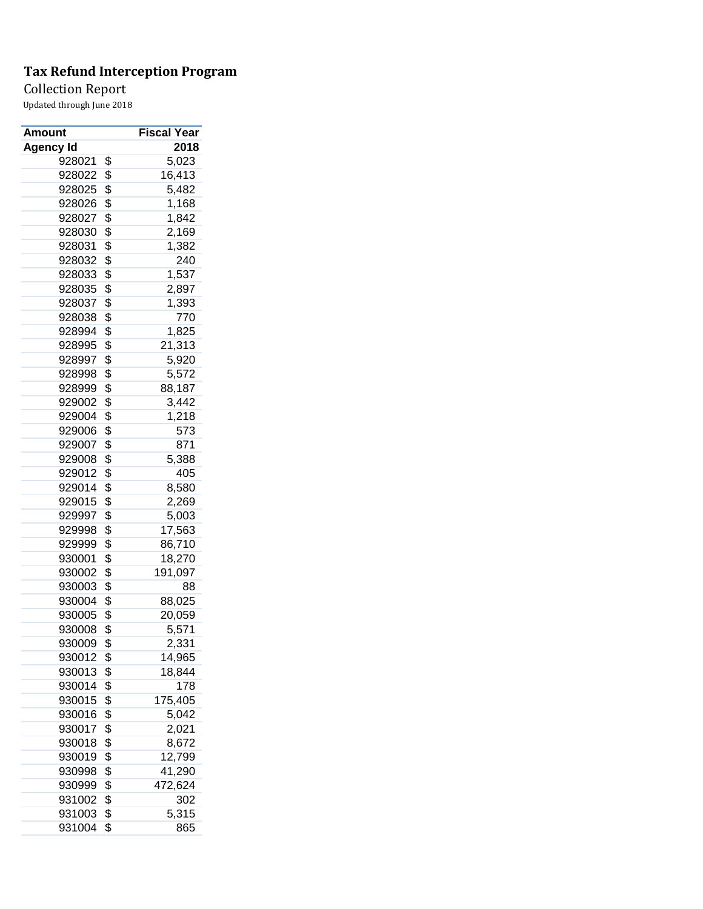**Tax Refund Interception Program**

Collection Report

Updated through June 2018

| Amount | Fiscal Year |
|---|---|
| Agency Id | 2018 |
| 928021 | $ 5,023 |
| 928022 | $ 16,413 |
| 928025 | $ 5,482 |
| 928026 | $ 1,168 |
| 928027 | $ 1,842 |
| 928030 | $ 2,169 |
| 928031 | $ 1,382 |
| 928032 | $ 240 |
| 928033 | $ 1,537 |
| 928035 | $ 2,897 |
| 928037 | $ 1,393 |
| 928038 | $ 770 |
| 928994 | $ 1,825 |
| 928995 | $ 21,313 |
| 928997 | $ 5,920 |
| 928998 | $ 5,572 |
| 928999 | $ 88,187 |
| 929002 | $ 3,442 |
| 929004 | $ 1,218 |
| 929006 | $ 573 |
| 929007 | $ 871 |
| 929008 | $ 5,388 |
| 929012 | $ 405 |
| 929014 | $ 8,580 |
| 929015 | $ 2,269 |
| 929997 | $ 5,003 |
| 929998 | $ 17,563 |
| 929999 | $ 86,710 |
| 930001 | $ 18,270 |
| 930002 | $ 191,097 |
| 930003 | $ 88 |
| 930004 | $ 88,025 |
| 930005 | $ 20,059 |
| 930008 | $ 5,571 |
| 930009 | $ 2,331 |
| 930012 | $ 14,965 |
| 930013 | $ 18,844 |
| 930014 | $ 178 |
| 930015 | $ 175,405 |
| 930016 | $ 5,042 |
| 930017 | $ 2,021 |
| 930018 | $ 8,672 |
| 930019 | $ 12,799 |
| 930998 | $ 41,290 |
| 930999 | $ 472,624 |
| 931002 | $ 302 |
| 931003 | $ 5,315 |
| 931004 | $ 865 |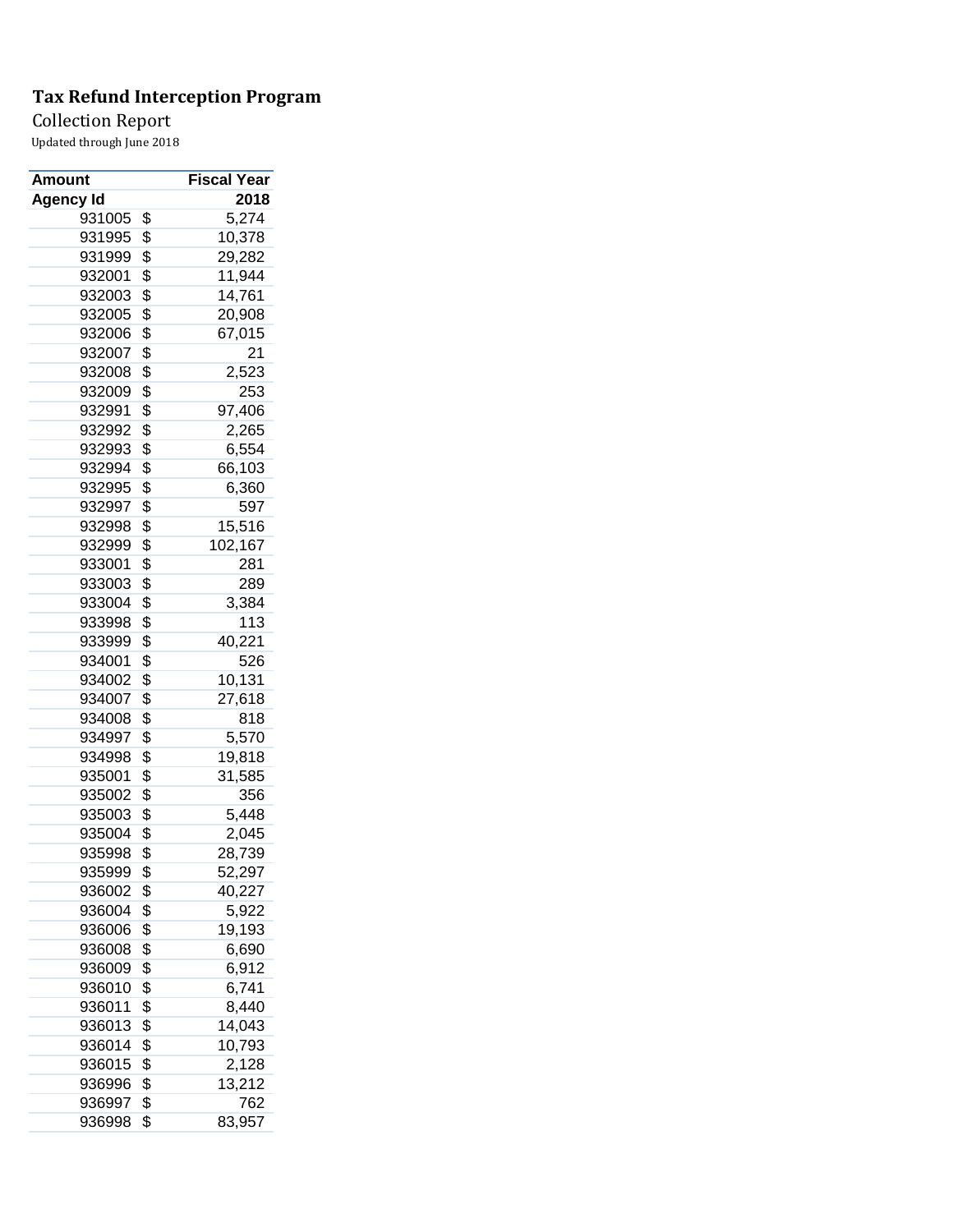**Tax Refund Interception Program**

Collection Report

Updated through June 2018

| Amount | Fiscal Year |
|---|---|
| **Agency Id** | **2018** |
| 931005 | $ 5,274 |
| 931995 | $ 10,378 |
| 931999 | $ 29,282 |
| 932001 | $ 11,944 |
| 932003 | $ 14,761 |
| 932005 | $ 20,908 |
| 932006 | $ 67,015 |
| 932007 | $ 21 |
| 932008 | $ 2,523 |
| 932009 | $ 253 |
| 932991 | $ 97,406 |
| 932992 | $ 2,265 |
| 932993 | $ 6,554 |
| 932994 | $ 66,103 |
| 932995 | $ 6,360 |
| 932997 | $ 597 |
| 932998 | $ 15,516 |
| 932999 | $ 102,167 |
| 933001 | $ 281 |
| 933003 | $ 289 |
| 933004 | $ 3,384 |
| 933998 | $ 113 |
| 933999 | $ 40,221 |
| 934001 | $ 526 |
| 934002 | $ 10,131 |
| 934007 | $ 27,618 |
| 934008 | $ 818 |
| 934997 | $ 5,570 |
| 934998 | $ 19,818 |
| 935001 | $ 31,585 |
| 935002 | $ 356 |
| 935003 | $ 5,448 |
| 935004 | $ 2,045 |
| 935998 | $ 28,739 |
| 935999 | $ 52,297 |
| 936002 | $ 40,227 |
| 936004 | $ 5,922 |
| 936006 | $ 19,193 |
| 936008 | $ 6,690 |
| 936009 | $ 6,912 |
| 936010 | $ 6,741 |
| 936011 | $ 8,440 |
| 936013 | $ 14,043 |
| 936014 | $ 10,793 |
| 936015 | $ 2,128 |
| 936996 | $ 13,212 |
| 936997 | $ 762 |
| 936998 | $ 83,957 |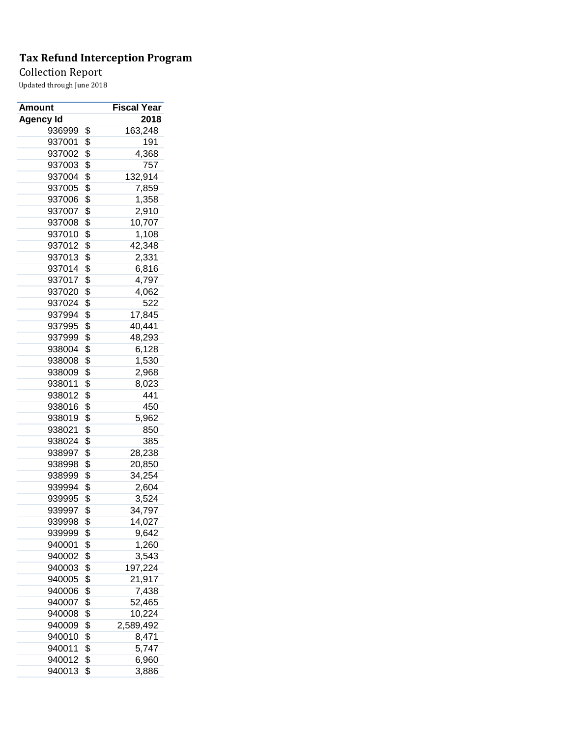**Tax Refund Interception Program**

Collection Report

Updated through June 2018

| Amount | Fiscal Year |
|---|---|
| Agency Id | 2018 |
| 936999 | $ 163,248 |
| 937001 | $ 191 |
| 937002 | $ 4,368 |
| 937003 | $ 757 |
| 937004 | $ 132,914 |
| 937005 | $ 7,859 |
| 937006 | $ 1,358 |
| 937007 | $ 2,910 |
| 937008 | $ 10,707 |
| 937010 | $ 1,108 |
| 937012 | $ 42,348 |
| 937013 | $ 2,331 |
| 937014 | $ 6,816 |
| 937017 | $ 4,797 |
| 937020 | $ 4,062 |
| 937024 | $ 522 |
| 937994 | $ 17,845 |
| 937995 | $ 40,441 |
| 937999 | $ 48,293 |
| 938004 | $ 6,128 |
| 938008 | $ 1,530 |
| 938009 | $ 2,968 |
| 938011 | $ 8,023 |
| 938012 | $ 441 |
| 938016 | $ 450 |
| 938019 | $ 5,962 |
| 938021 | $ 850 |
| 938024 | $ 385 |
| 938997 | $ 28,238 |
| 938998 | $ 20,850 |
| 938999 | $ 34,254 |
| 939994 | $ 2,604 |
| 939995 | $ 3,524 |
| 939997 | $ 34,797 |
| 939998 | $ 14,027 |
| 939999 | $ 9,642 |
| 940001 | $ 1,260 |
| 940002 | $ 3,543 |
| 940003 | $ 197,224 |
| 940005 | $ 21,917 |
| 940006 | $ 7,438 |
| 940007 | $ 52,465 |
| 940008 | $ 10,224 |
| 940009 | $ 2,589,492 |
| 940010 | $ 8,471 |
| 940011 | $ 5,747 |
| 940012 | $ 6,960 |
| 940013 | $ 3,886 |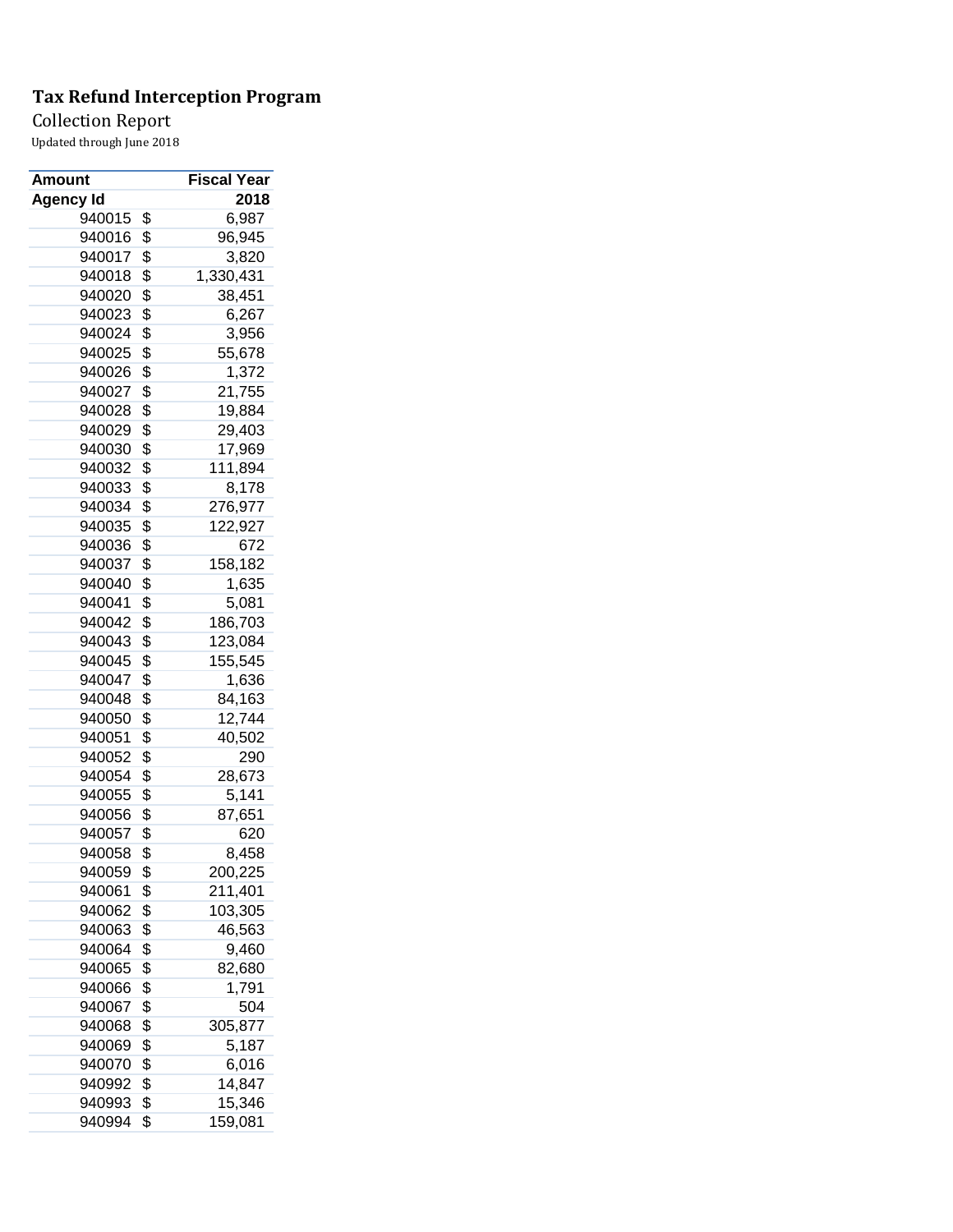**Tax Refund Interception Program**

Collection Report

Updated through June 2018

| Amount | Fiscal Year |
|---|---|
| Agency Id | 2018 |
| 940015 | $ 6,987 |
| 940016 | $ 96,945 |
| 940017 | $ 3,820 |
| 940018 | $ 1,330,431 |
| 940020 | $ 38,451 |
| 940023 | $ 6,267 |
| 940024 | $ 3,956 |
| 940025 | $ 55,678 |
| 940026 | $ 1,372 |
| 940027 | $ 21,755 |
| 940028 | $ 19,884 |
| 940029 | $ 29,403 |
| 940030 | $ 17,969 |
| 940032 | $ 111,894 |
| 940033 | $ 8,178 |
| 940034 | $ 276,977 |
| 940035 | $ 122,927 |
| 940036 | $ 672 |
| 940037 | $ 158,182 |
| 940040 | $ 1,635 |
| 940041 | $ 5,081 |
| 940042 | $ 186,703 |
| 940043 | $ 123,084 |
| 940045 | $ 155,545 |
| 940047 | $ 1,636 |
| 940048 | $ 84,163 |
| 940050 | $ 12,744 |
| 940051 | $ 40,502 |
| 940052 | $ 290 |
| 940054 | $ 28,673 |
| 940055 | $ 5,141 |
| 940056 | $ 87,651 |
| 940057 | $ 620 |
| 940058 | $ 8,458 |
| 940059 | $ 200,225 |
| 940061 | $ 211,401 |
| 940062 | $ 103,305 |
| 940063 | $ 46,563 |
| 940064 | $ 9,460 |
| 940065 | $ 82,680 |
| 940066 | $ 1,791 |
| 940067 | $ 504 |
| 940068 | $ 305,877 |
| 940069 | $ 5,187 |
| 940070 | $ 6,016 |
| 940992 | $ 14,847 |
| 940993 | $ 15,346 |
| 940994 | $ 159,081 |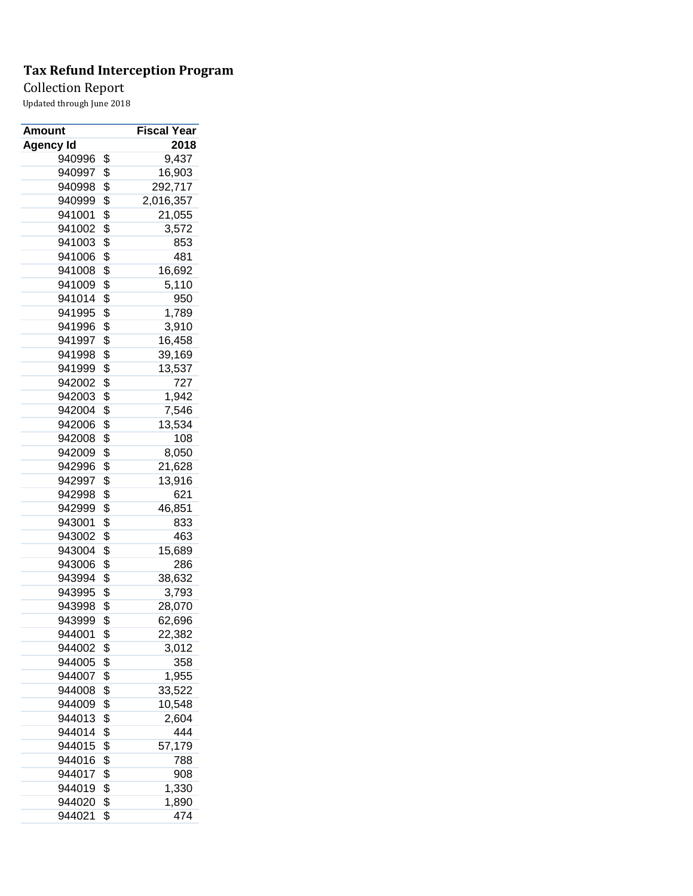**Tax Refund Interception Program**

Collection Report

Updated through June 2018

| Amount | Fiscal Year |
|---|---|
| **Agency Id** | **2018** |
| 940996 | $ 9,437 |
| 940997 | $ 16,903 |
| 940998 | $ 292,717 |
| 940999 | $ 2,016,357 |
| 941001 | $ 21,055 |
| 941002 | $ 3,572 |
| 941003 | $ 853 |
| 941006 | $ 481 |
| 941008 | $ 16,692 |
| 941009 | $ 5,110 |
| 941014 | $ 950 |
| 941995 | $ 1,789 |
| 941996 | $ 3,910 |
| 941997 | $ 16,458 |
| 941998 | $ 39,169 |
| 941999 | $ 13,537 |
| 942002 | $ 727 |
| 942003 | $ 1,942 |
| 942004 | $ 7,546 |
| 942006 | $ 13,534 |
| 942008 | $ 108 |
| 942009 | $ 8,050 |
| 942996 | $ 21,628 |
| 942997 | $ 13,916 |
| 942998 | $ 621 |
| 942999 | $ 46,851 |
| 943001 | $ 833 |
| 943002 | $ 463 |
| 943004 | $ 15,689 |
| 943006 | $ 286 |
| 943994 | $ 38,632 |
| 943995 | $ 3,793 |
| 943998 | $ 28,070 |
| 943999 | $ 62,696 |
| 944001 | $ 22,382 |
| 944002 | $ 3,012 |
| 944005 | $ 358 |
| 944007 | $ 1,955 |
| 944008 | $ 33,522 |
| 944009 | $ 10,548 |
| 944013 | $ 2,604 |
| 944014 | $ 444 |
| 944015 | $ 57,179 |
| 944016 | $ 788 |
| 944017 | $ 908 |
| 944019 | $ 1,330 |
| 944020 | $ 1,890 |
| 944021 | $ 474 |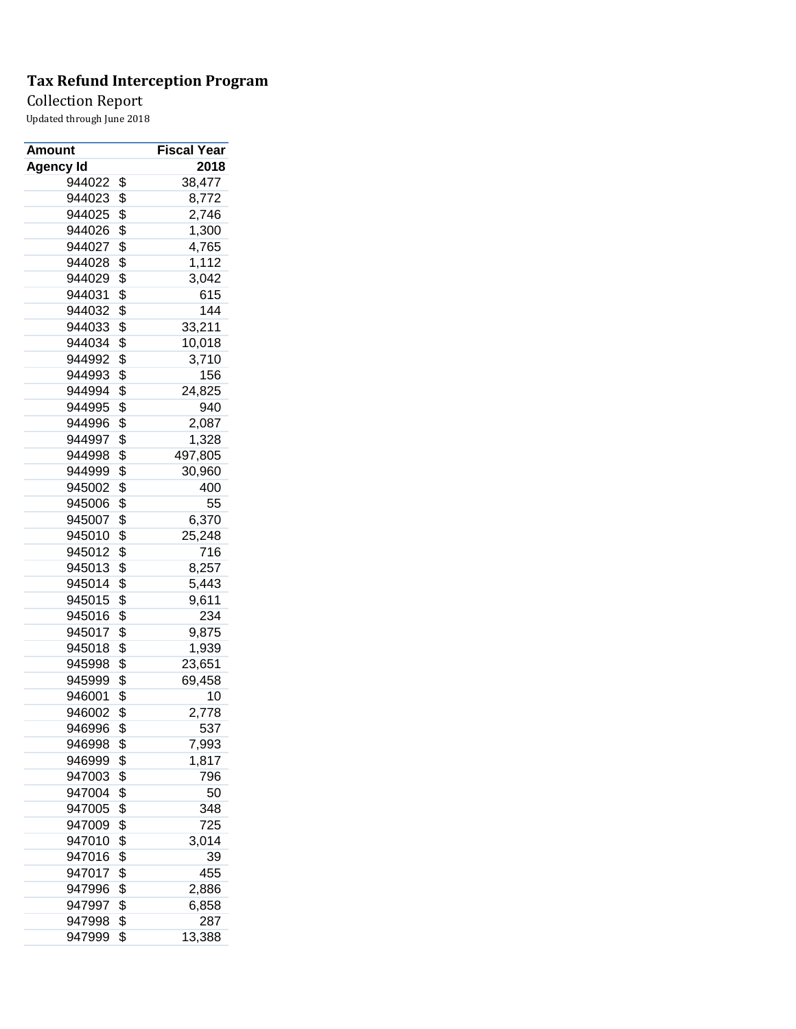**Tax Refund Interception Program**

Collection Report

Updated through June 2018

| Amount | Fiscal Year |
|---|---|
| **Agency Id** | **2018** |
| 944022 | $ 38,477 |
| 944023 | $ 8,772 |
| 944025 | $ 2,746 |
| 944026 | $ 1,300 |
| 944027 | $ 4,765 |
| 944028 | $ 1,112 |
| 944029 | $ 3,042 |
| 944031 | $ 615 |
| 944032 | $ 144 |
| 944033 | $ 33,211 |
| 944034 | $ 10,018 |
| 944992 | $ 3,710 |
| 944993 | $ 156 |
| 944994 | $ 24,825 |
| 944995 | $ 940 |
| 944996 | $ 2,087 |
| 944997 | $ 1,328 |
| 944998 | $ 497,805 |
| 944999 | $ 30,960 |
| 945002 | $ 400 |
| 945006 | $ 55 |
| 945007 | $ 6,370 |
| 945010 | $ 25,248 |
| 945012 | $ 716 |
| 945013 | $ 8,257 |
| 945014 | $ 5,443 |
| 945015 | $ 9,611 |
| 945016 | $ 234 |
| 945017 | $ 9,875 |
| 945018 | $ 1,939 |
| 945998 | $ 23,651 |
| 945999 | $ 69,458 |
| 946001 | $ 10 |
| 946002 | $ 2,778 |
| 946996 | $ 537 |
| 946998 | $ 7,993 |
| 946999 | $ 1,817 |
| 947003 | $ 796 |
| 947004 | $ 50 |
| 947005 | $ 348 |
| 947009 | $ 725 |
| 947010 | $ 3,014 |
| 947016 | $ 39 |
| 947017 | $ 455 |
| 947996 | $ 2,886 |
| 947997 | $ 6,858 |
| 947998 | $ 287 |
| 947999 | $ 13,388 |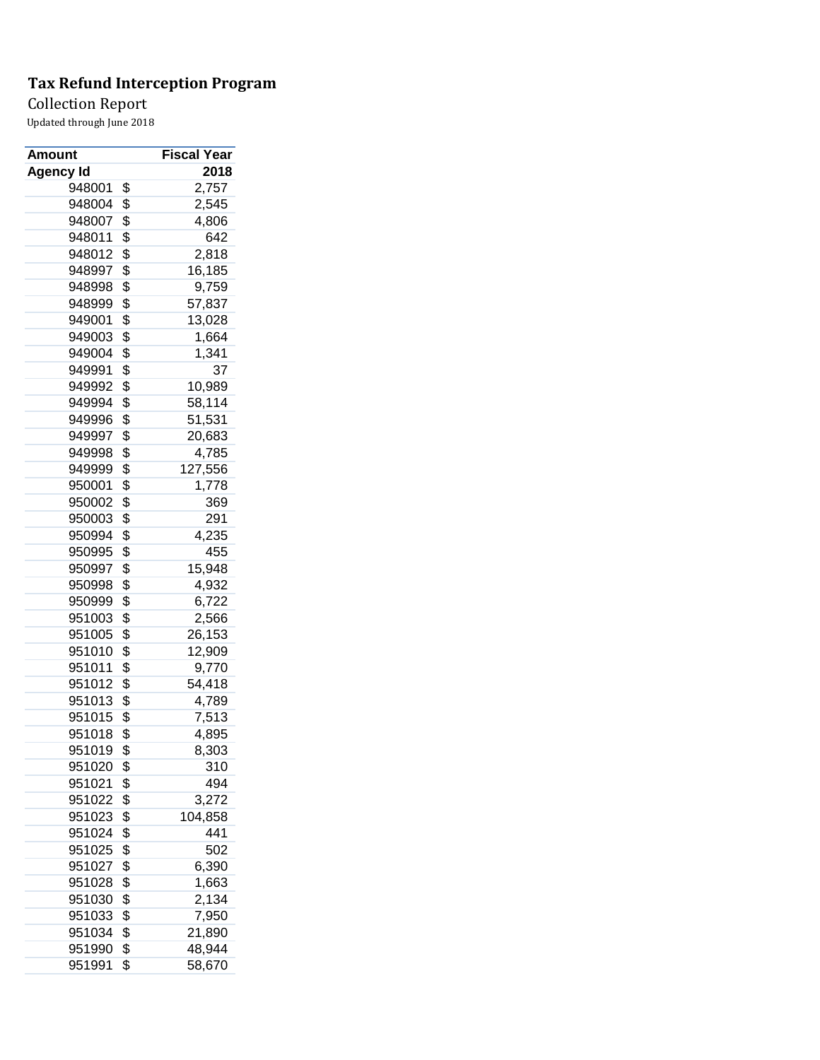**Tax Refund Interception Program**

Collection Report

Updated through June 2018

| Amount | | Fiscal Year |
|---|---|---|
| Agency Id | | 2018 |
| 948001 | $ | 2,757 |
| 948004 | $ | 2,545 |
| 948007 | $ | 4,806 |
| 948011 | $ | 642 |
| 948012 | $ | 2,818 |
| 948997 | $ | 16,185 |
| 948998 | $ | 9,759 |
| 948999 | $ | 57,837 |
| 949001 | $ | 13,028 |
| 949003 | $ | 1,664 |
| 949004 | $ | 1,341 |
| 949991 | $ | 37 |
| 949992 | $ | 10,989 |
| 949994 | $ | 58,114 |
| 949996 | $ | 51,531 |
| 949997 | $ | 20,683 |
| 949998 | $ | 4,785 |
| 949999 | $ | 127,556 |
| 950001 | $ | 1,778 |
| 950002 | $ | 369 |
| 950003 | $ | 291 |
| 950994 | $ | 4,235 |
| 950995 | $ | 455 |
| 950997 | $ | 15,948 |
| 950998 | $ | 4,932 |
| 950999 | $ | 6,722 |
| 951003 | $ | 2,566 |
| 951005 | $ | 26,153 |
| 951010 | $ | 12,909 |
| 951011 | $ | 9,770 |
| 951012 | $ | 54,418 |
| 951013 | $ | 4,789 |
| 951015 | $ | 7,513 |
| 951018 | $ | 4,895 |
| 951019 | $ | 8,303 |
| 951020 | $ | 310 |
| 951021 | $ | 494 |
| 951022 | $ | 3,272 |
| 951023 | $ | 104,858 |
| 951024 | $ | 441 |
| 951025 | $ | 502 |
| 951027 | $ | 6,390 |
| 951028 | $ | 1,663 |
| 951030 | $ | 2,134 |
| 951033 | $ | 7,950 |
| 951034 | $ | 21,890 |
| 951990 | $ | 48,944 |
| 951991 | $ | 58,670 |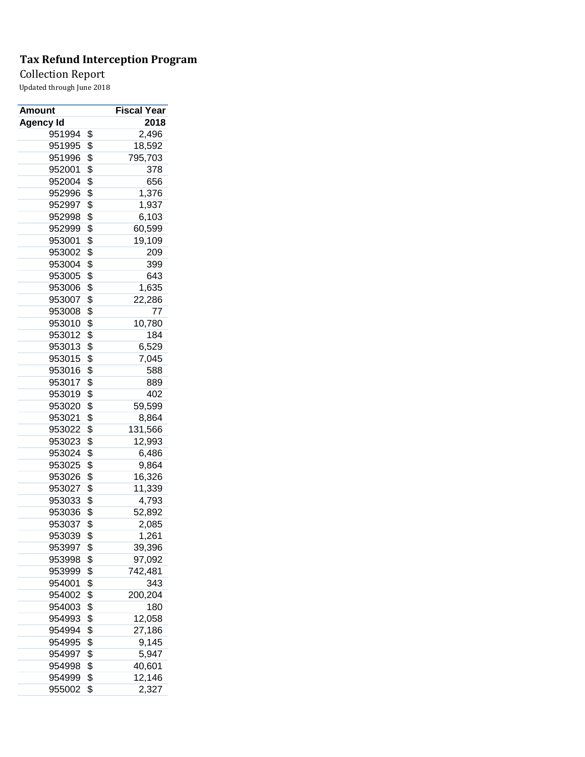**Tax Refund Interception Program**

Collection Report

Updated through June 2018

| Amount | Fiscal Year |
|---|---|
| **Agency Id** | **2018** |
| 951994 | $ 2,496 |
| 951995 | $ 18,592 |
| 951996 | $ 795,703 |
| 952001 | $ 378 |
| 952004 | $ 656 |
| 952996 | $ 1,376 |
| 952997 | $ 1,937 |
| 952998 | $ 6,103 |
| 952999 | $ 60,599 |
| 953001 | $ 19,109 |
| 953002 | $ 209 |
| 953004 | $ 399 |
| 953005 | $ 643 |
| 953006 | $ 1,635 |
| 953007 | $ 22,286 |
| 953008 | $ 77 |
| 953010 | $ 10,780 |
| 953012 | $ 184 |
| 953013 | $ 6,529 |
| 953015 | $ 7,045 |
| 953016 | $ 588 |
| 953017 | $ 889 |
| 953019 | $ 402 |
| 953020 | $ 59,599 |
| 953021 | $ 8,864 |
| 953022 | $ 131,566 |
| 953023 | $ 12,993 |
| 953024 | $ 6,486 |
| 953025 | $ 9,864 |
| 953026 | $ 16,326 |
| 953027 | $ 11,339 |
| 953033 | $ 4,793 |
| 953036 | $ 52,892 |
| 953037 | $ 2,085 |
| 953039 | $ 1,261 |
| 953997 | $ 39,396 |
| 953998 | $ 97,092 |
| 953999 | $ 742,481 |
| 954001 | $ 343 |
| 954002 | $ 200,204 |
| 954003 | $ 180 |
| 954993 | $ 12,058 |
| 954994 | $ 27,186 |
| 954995 | $ 9,145 |
| 954997 | $ 5,947 |
| 954998 | $ 40,601 |
| 954999 | $ 12,146 |
| 955002 | $ 2,327 |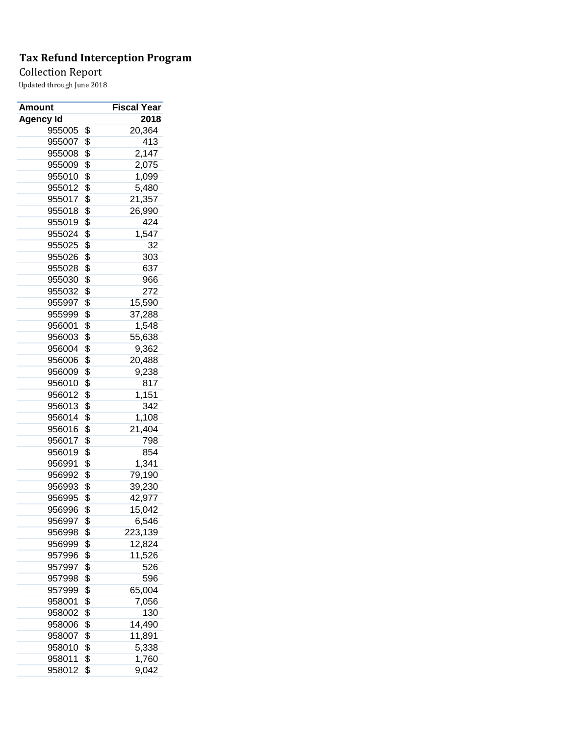**Tax Refund Interception Program**

Collection Report

Updated through June 2018

| Amount | Fiscal Year |
|---|---|
| Agency Id | 2018 |
| 955005 | $ 20,364 |
| 955007 | $ 413 |
| 955008 | $ 2,147 |
| 955009 | $ 2,075 |
| 955010 | $ 1,099 |
| 955012 | $ 5,480 |
| 955017 | $ 21,357 |
| 955018 | $ 26,990 |
| 955019 | $ 424 |
| 955024 | $ 1,547 |
| 955025 | $ 32 |
| 955026 | $ 303 |
| 955028 | $ 637 |
| 955030 | $ 966 |
| 955032 | $ 272 |
| 955997 | $ 15,590 |
| 955999 | $ 37,288 |
| 956001 | $ 1,548 |
| 956003 | $ 55,638 |
| 956004 | $ 9,362 |
| 956006 | $ 20,488 |
| 956009 | $ 9,238 |
| 956010 | $ 817 |
| 956012 | $ 1,151 |
| 956013 | $ 342 |
| 956014 | $ 1,108 |
| 956016 | $ 21,404 |
| 956017 | $ 798 |
| 956019 | $ 854 |
| 956991 | $ 1,341 |
| 956992 | $ 79,190 |
| 956993 | $ 39,230 |
| 956995 | $ 42,977 |
| 956996 | $ 15,042 |
| 956997 | $ 6,546 |
| 956998 | $ 223,139 |
| 956999 | $ 12,824 |
| 957996 | $ 11,526 |
| 957997 | $ 526 |
| 957998 | $ 596 |
| 957999 | $ 65,004 |
| 958001 | $ 7,056 |
| 958002 | $ 130 |
| 958006 | $ 14,490 |
| 958007 | $ 11,891 |
| 958010 | $ 5,338 |
| 958011 | $ 1,760 |
| 958012 | $ 9,042 |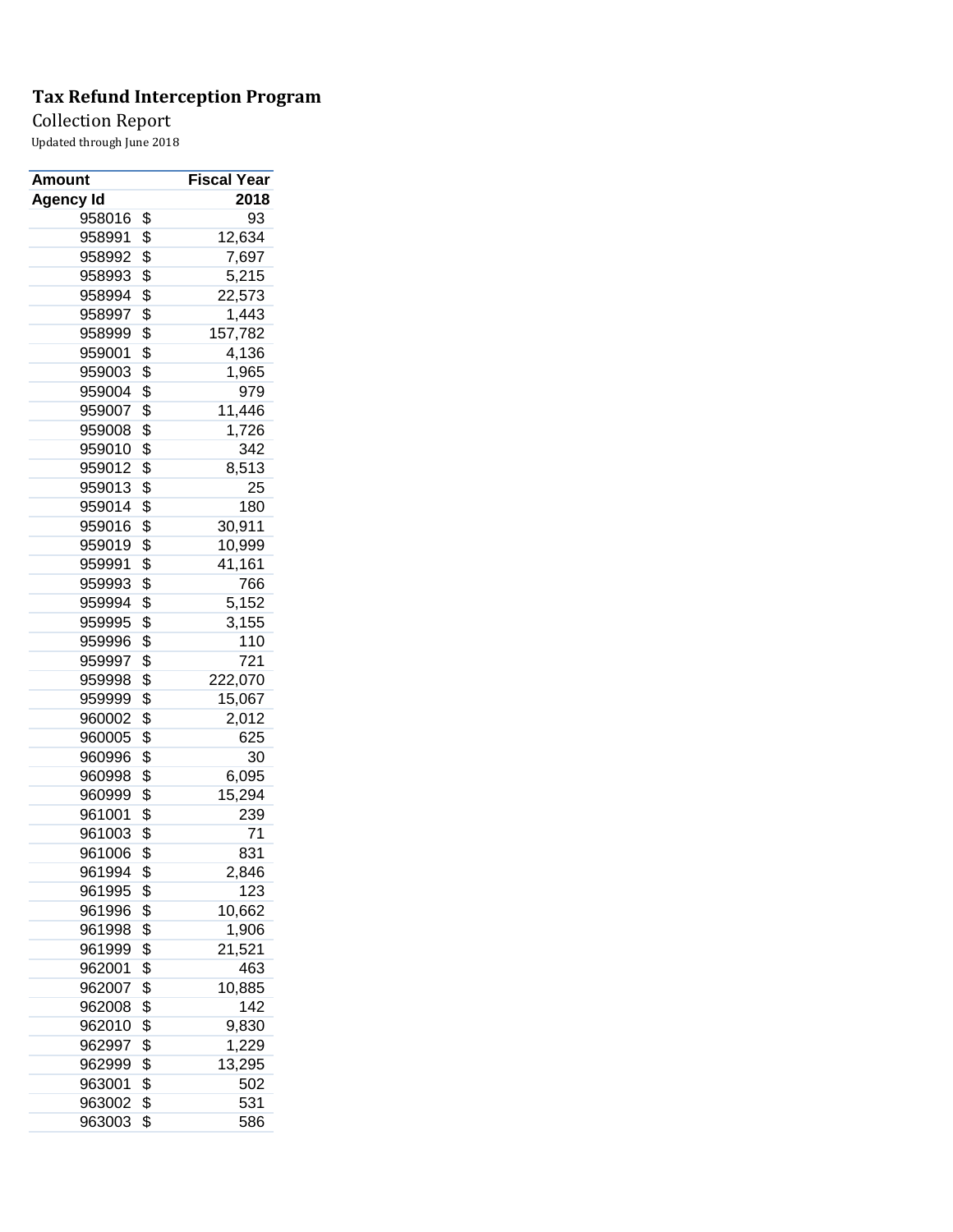**Tax Refund Interception Program**

Collection Report

Updated through June 2018

| Amount | Fiscal Year |
|---|---|
| Agency Id | 2018 |
| 958016 | $ 93 |
| 958991 | $ 12,634 |
| 958992 | $ 7,697 |
| 958993 | $ 5,215 |
| 958994 | $ 22,573 |
| 958997 | $ 1,443 |
| 958999 | $ 157,782 |
| 959001 | $ 4,136 |
| 959003 | $ 1,965 |
| 959004 | $ 979 |
| 959007 | $ 11,446 |
| 959008 | $ 1,726 |
| 959010 | $ 342 |
| 959012 | $ 8,513 |
| 959013 | $ 25 |
| 959014 | $ 180 |
| 959016 | $ 30,911 |
| 959019 | $ 10,999 |
| 959991 | $ 41,161 |
| 959993 | $ 766 |
| 959994 | $ 5,152 |
| 959995 | $ 3,155 |
| 959996 | $ 110 |
| 959997 | $ 721 |
| 959998 | $ 222,070 |
| 959999 | $ 15,067 |
| 960002 | $ 2,012 |
| 960005 | $ 625 |
| 960996 | $ 30 |
| 960998 | $ 6,095 |
| 960999 | $ 15,294 |
| 961001 | $ 239 |
| 961003 | $ 71 |
| 961006 | $ 831 |
| 961994 | $ 2,846 |
| 961995 | $ 123 |
| 961996 | $ 10,662 |
| 961998 | $ 1,906 |
| 961999 | $ 21,521 |
| 962001 | $ 463 |
| 962007 | $ 10,885 |
| 962008 | $ 142 |
| 962010 | $ 9,830 |
| 962997 | $ 1,229 |
| 962999 | $ 13,295 |
| 963001 | $ 502 |
| 963002 | $ 531 |
| 963003 | $ 586 |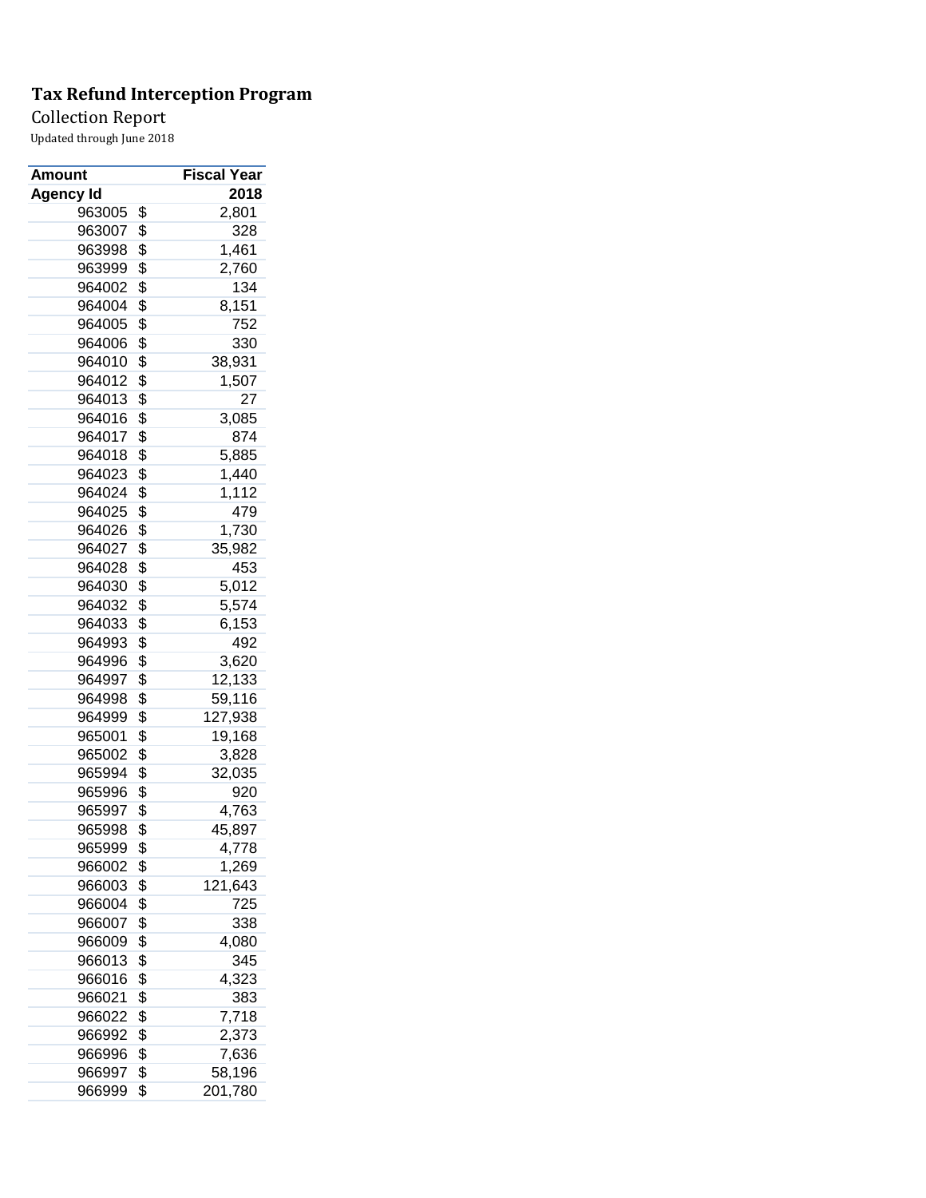**Tax Refund Interception Program**

Collection Report

Updated through June 2018

| Amount | Fiscal Year |
|---|---|
| **Agency Id** | **2018** |
| 963005 | $ 2,801 |
| 963007 | $ 328 |
| 963998 | $ 1,461 |
| 963999 | $ 2,760 |
| 964002 | $ 134 |
| 964004 | $ 8,151 |
| 964005 | $ 752 |
| 964006 | $ 330 |
| 964010 | $ 38,931 |
| 964012 | $ 1,507 |
| 964013 | $ 27 |
| 964016 | $ 3,085 |
| 964017 | $ 874 |
| 964018 | $ 5,885 |
| 964023 | $ 1,440 |
| 964024 | $ 1,112 |
| 964025 | $ 479 |
| 964026 | $ 1,730 |
| 964027 | $ 35,982 |
| 964028 | $ 453 |
| 964030 | $ 5,012 |
| 964032 | $ 5,574 |
| 964033 | $ 6,153 |
| 964993 | $ 492 |
| 964996 | $ 3,620 |
| 964997 | $ 12,133 |
| 964998 | $ 59,116 |
| 964999 | $ 127,938 |
| 965001 | $ 19,168 |
| 965002 | $ 3,828 |
| 965994 | $ 32,035 |
| 965996 | $ 920 |
| 965997 | $ 4,763 |
| 965998 | $ 45,897 |
| 965999 | $ 4,778 |
| 966002 | $ 1,269 |
| 966003 | $ 121,643 |
| 966004 | $ 725 |
| 966007 | $ 338 |
| 966009 | $ 4,080 |
| 966013 | $ 345 |
| 966016 | $ 4,323 |
| 966021 | $ 383 |
| 966022 | $ 7,718 |
| 966992 | $ 2,373 |
| 966996 | $ 7,636 |
| 966997 | $ 58,196 |
| 966999 | $ 201,780 |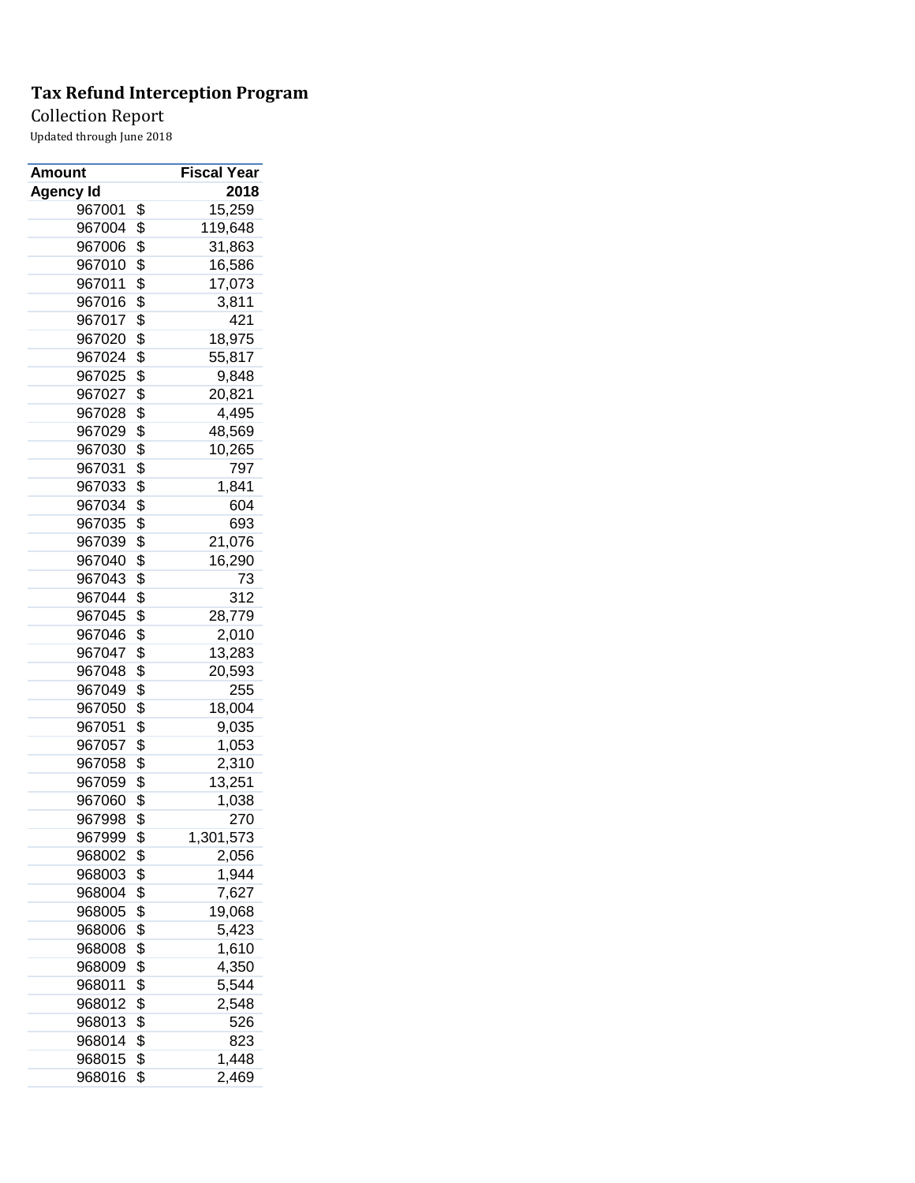**Tax Refund Interception Program**

Collection Report

Updated through June 2018

| Amount | Fiscal Year |
|---|---|
| **Agency Id** | **2018** |
| 967001 | $ 15,259 |
| 967004 | $ 119,648 |
| 967006 | $ 31,863 |
| 967010 | $ 16,586 |
| 967011 | $ 17,073 |
| 967016 | $ 3,811 |
| 967017 | $ 421 |
| 967020 | $ 18,975 |
| 967024 | $ 55,817 |
| 967025 | $ 9,848 |
| 967027 | $ 20,821 |
| 967028 | $ 4,495 |
| 967029 | $ 48,569 |
| 967030 | $ 10,265 |
| 967031 | $ 797 |
| 967033 | $ 1,841 |
| 967034 | $ 604 |
| 967035 | $ 693 |
| 967039 | $ 21,076 |
| 967040 | $ 16,290 |
| 967043 | $ 73 |
| 967044 | $ 312 |
| 967045 | $ 28,779 |
| 967046 | $ 2,010 |
| 967047 | $ 13,283 |
| 967048 | $ 20,593 |
| 967049 | $ 255 |
| 967050 | $ 18,004 |
| 967051 | $ 9,035 |
| 967057 | $ 1,053 |
| 967058 | $ 2,310 |
| 967059 | $ 13,251 |
| 967060 | $ 1,038 |
| 967998 | $ 270 |
| 967999 | $ 1,301,573 |
| 968002 | $ 2,056 |
| 968003 | $ 1,944 |
| 968004 | $ 7,627 |
| 968005 | $ 19,068 |
| 968006 | $ 5,423 |
| 968008 | $ 1,610 |
| 968009 | $ 4,350 |
| 968011 | $ 5,544 |
| 968012 | $ 2,548 |
| 968013 | $ 526 |
| 968014 | $ 823 |
| 968015 | $ 1,448 |
| 968016 | $ 2,469 |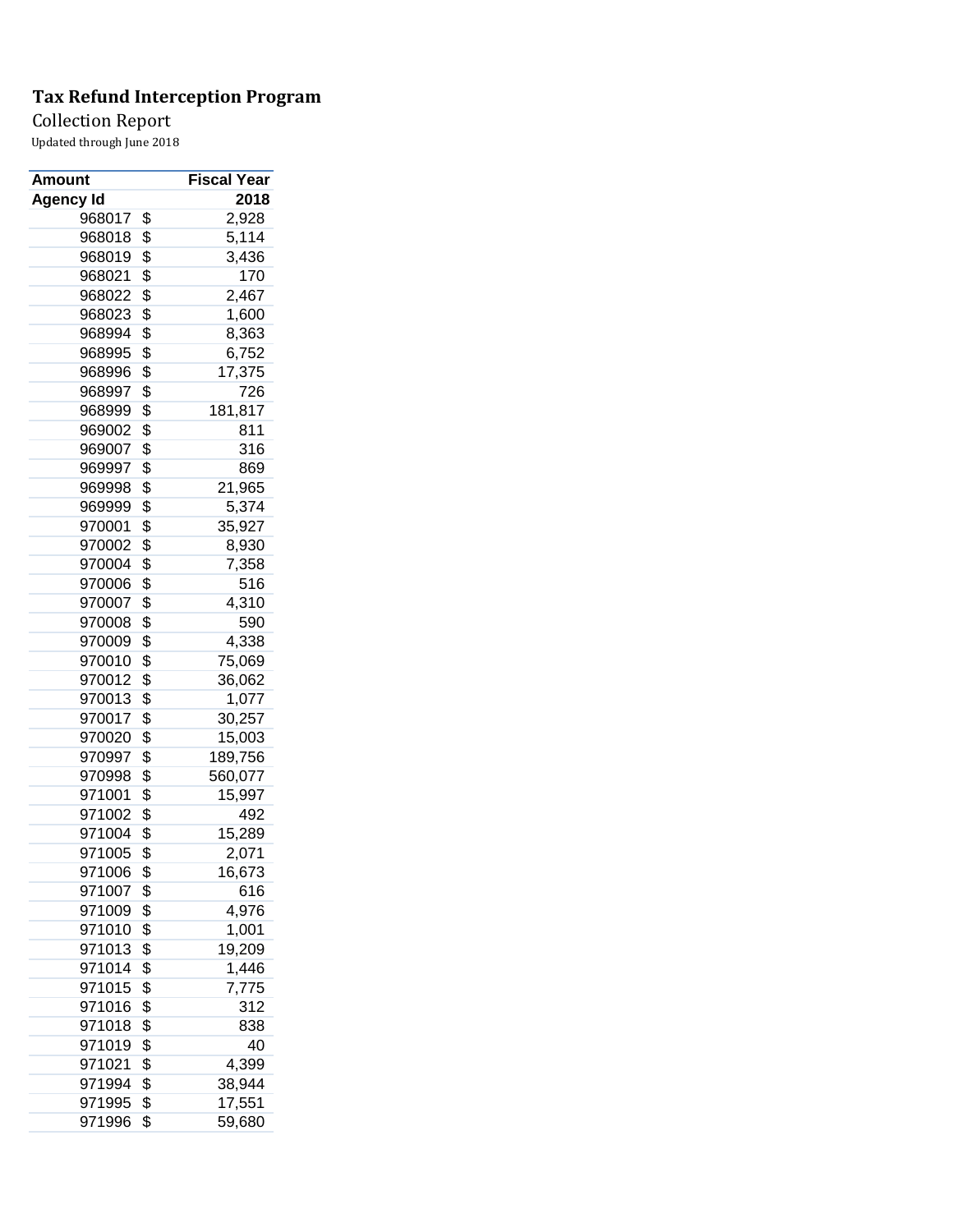**Tax Refund Interception Program**

Collection Report

Updated through June 2018

| Amount | Fiscal Year |
|---|---|
| Agency Id | 2018 |
| 968017 | $ 2,928 |
| 968018 | $ 5,114 |
| 968019 | $ 3,436 |
| 968021 | $ 170 |
| 968022 | $ 2,467 |
| 968023 | $ 1,600 |
| 968994 | $ 8,363 |
| 968995 | $ 6,752 |
| 968996 | $ 17,375 |
| 968997 | $ 726 |
| 968999 | $ 181,817 |
| 969002 | $ 811 |
| 969007 | $ 316 |
| 969997 | $ 869 |
| 969998 | $ 21,965 |
| 969999 | $ 5,374 |
| 970001 | $ 35,927 |
| 970002 | $ 8,930 |
| 970004 | $ 7,358 |
| 970006 | $ 516 |
| 970007 | $ 4,310 |
| 970008 | $ 590 |
| 970009 | $ 4,338 |
| 970010 | $ 75,069 |
| 970012 | $ 36,062 |
| 970013 | $ 1,077 |
| 970017 | $ 30,257 |
| 970020 | $ 15,003 |
| 970997 | $ 189,756 |
| 970998 | $ 560,077 |
| 971001 | $ 15,997 |
| 971002 | $ 492 |
| 971004 | $ 15,289 |
| 971005 | $ 2,071 |
| 971006 | $ 16,673 |
| 971007 | $ 616 |
| 971009 | $ 4,976 |
| 971010 | $ 1,001 |
| 971013 | $ 19,209 |
| 971014 | $ 1,446 |
| 971015 | $ 7,775 |
| 971016 | $ 312 |
| 971018 | $ 838 |
| 971019 | $ 40 |
| 971021 | $ 4,399 |
| 971994 | $ 38,944 |
| 971995 | $ 17,551 |
| 971996 | $ 59,680 |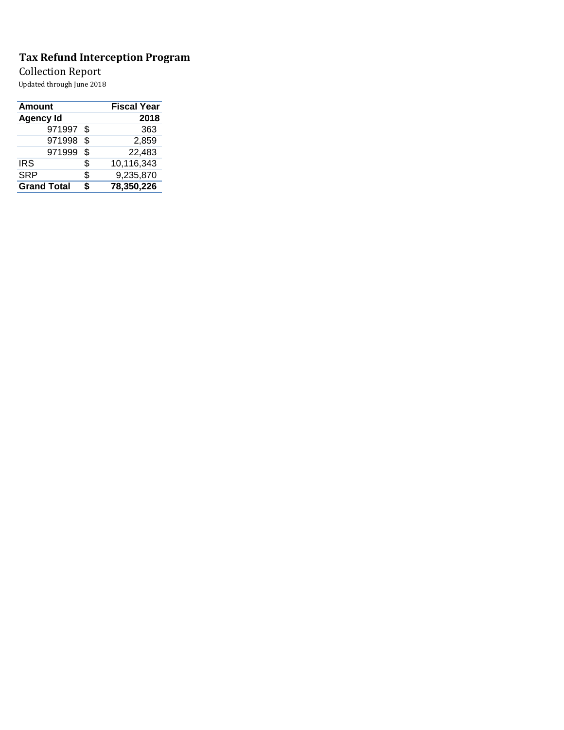**Tax Refund Interception Program**

Collection Report

Updated through June 2018

| Amount | | Fiscal Year |
|---|---|---|
| **Agency Id** | | **2018** |
| 971997 | $ | 363 |
| 971998 | $ | 2,859 |
| 971999 | $ | 22,483 |
| IRS | $ | 10,116,343 |
| SRP | $ | 9,235,870 |
| **Grand Total** | **$** | **78,350,226** |